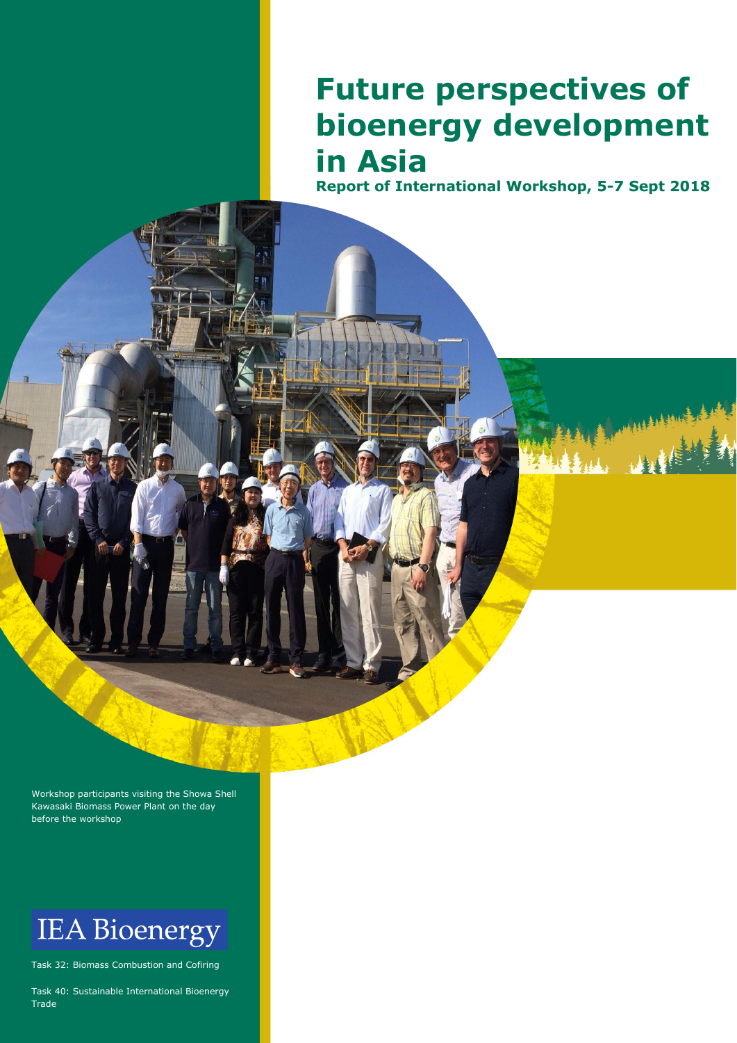# Future perspectives of bioenergy development in Asia

**Report of International Workshop, 5-7 Sept 2018**

Workshop participants visiting the Showa Shell Kawasaki Biomass Power Plant on the day before the workshop

IEA Bioenergy

Task 32: Biomass Combustion and Cofiring

Task 40: Sustainable International Bioenergy Trade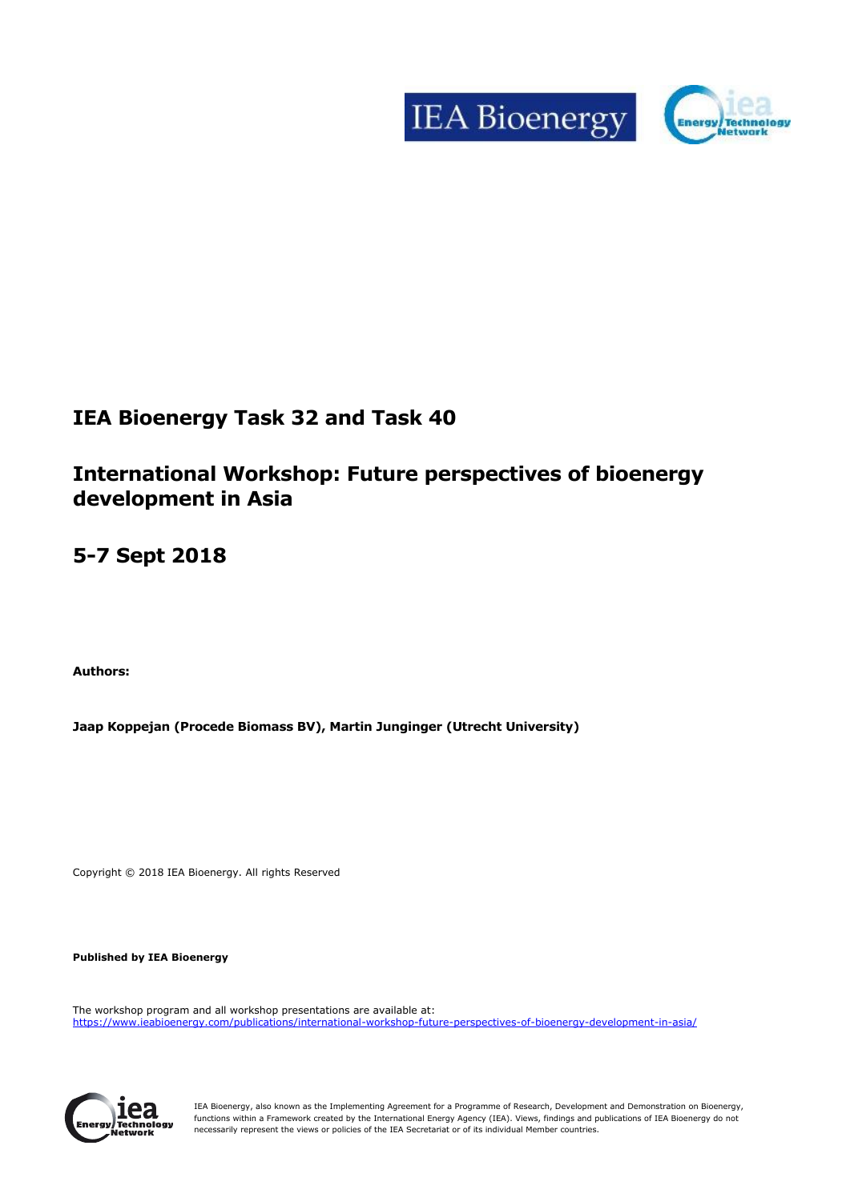# IEA Bioenergy Task 32 and Task 40

# International Workshop: Future perspectives of bioenergy development in Asia

# 5-7 Sept 2018

**Authors:**

**Jaap Koppejan (Procede Biomass BV), Martin Junginger (Utrecht University)**

Copyright © 2018 IEA Bioenergy. All rights Reserved

**Published by IEA Bioenergy**

The workshop program and all workshop presentations are available at:
https://www.ieabioenergy.com/publications/international-workshop-future-perspectives-of-bioenergy-development-in-asia/

IEA Bioenergy, also known as the Implementing Agreement for a Programme of Research, Development and Demonstration on Bioenergy, functions within a Framework created by the International Energy Agency (IEA). Views, findings and publications of IEA Bioenergy do not necessarily represent the views or policies of the IEA Secretariat or of its individual Member countries.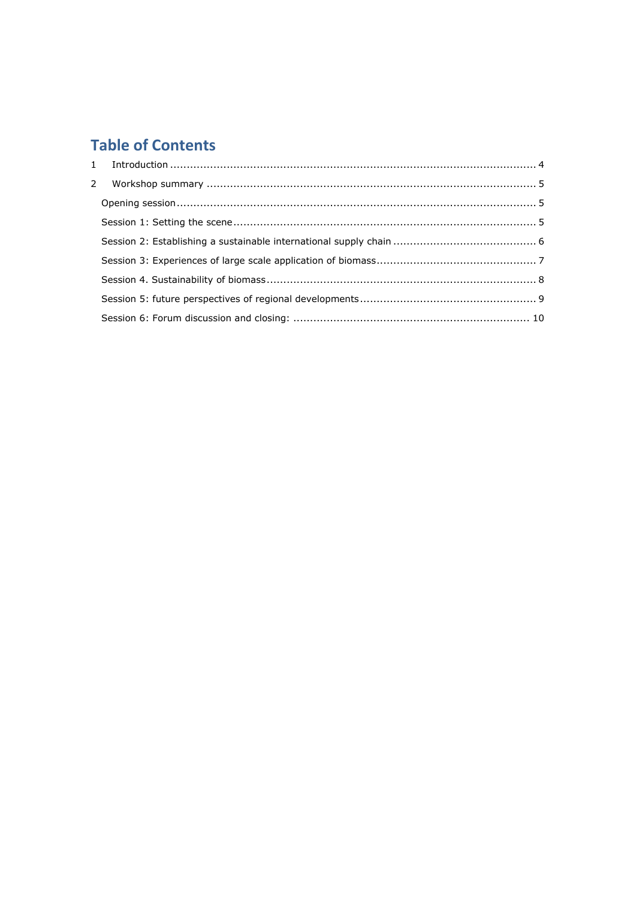# Table of Contents

1 Introduction ... 4

2 Workshop summary ... 5

- Opening session ... 5
- Session 1: Setting the scene ... 5
- Session 2: Establishing a sustainable international supply chain ... 6
- Session 3: Experiences of large scale application of biomass ... 7
- Session 4. Sustainability of biomass ... 8
- Session 5: future perspectives of regional developments ... 9
- Session 6: Forum discussion and closing: ... 10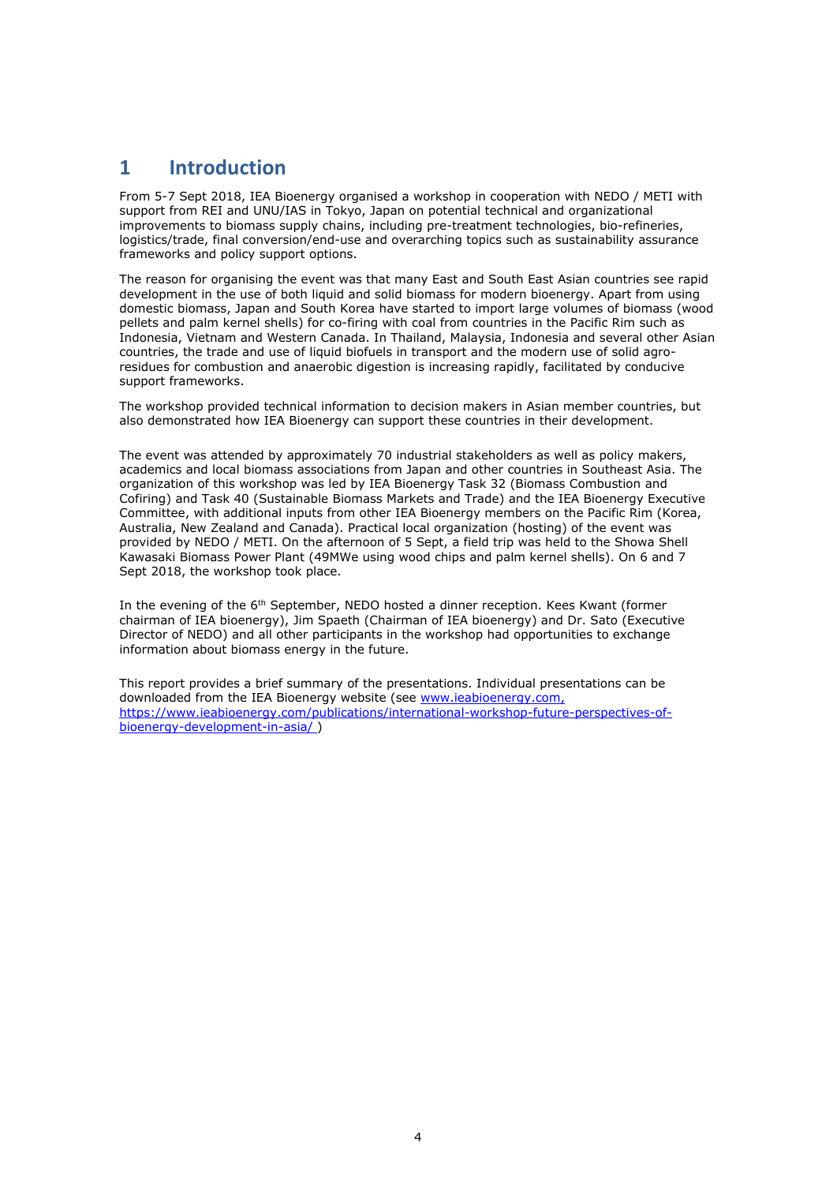# 1 Introduction

From 5-7 Sept 2018, IEA Bioenergy organised a workshop in cooperation with NEDO / METI with support from REI and UNU/IAS in Tokyo, Japan on potential technical and organizational improvements to biomass supply chains, including pre-treatment technologies, bio-refineries, logistics/trade, final conversion/end-use and overarching topics such as sustainability assurance frameworks and policy support options.

The reason for organising the event was that many East and South East Asian countries see rapid development in the use of both liquid and solid biomass for modern bioenergy. Apart from using domestic biomass, Japan and South Korea have started to import large volumes of biomass (wood pellets and palm kernel shells) for co-firing with coal from countries in the Pacific Rim such as Indonesia, Vietnam and Western Canada. In Thailand, Malaysia, Indonesia and several other Asian countries, the trade and use of liquid biofuels in transport and the modern use of solid agro-residues for combustion and anaerobic digestion is increasing rapidly, facilitated by conducive support frameworks.

The workshop provided technical information to decision makers in Asian member countries, but also demonstrated how IEA Bioenergy can support these countries in their development.

The event was attended by approximately 70 industrial stakeholders as well as policy makers, academics and local biomass associations from Japan and other countries in Southeast Asia. The organization of this workshop was led by IEA Bioenergy Task 32 (Biomass Combustion and Cofiring) and Task 40 (Sustainable Biomass Markets and Trade) and the IEA Bioenergy Executive Committee, with additional inputs from other IEA Bioenergy members on the Pacific Rim (Korea, Australia, New Zealand and Canada). Practical local organization (hosting) of the event was provided by NEDO / METI. On the afternoon of 5 Sept, a field trip was held to the Showa Shell Kawasaki Biomass Power Plant (49MWe using wood chips and palm kernel shells). On 6 and 7 Sept 2018, the workshop took place.

In the evening of the 6th September, NEDO hosted a dinner reception. Kees Kwant (former chairman of IEA bioenergy), Jim Spaeth (Chairman of IEA bioenergy) and Dr. Sato (Executive Director of NEDO) and all other participants in the workshop had opportunities to exchange information about biomass energy in the future.

This report provides a brief summary of the presentations. Individual presentations can be downloaded from the IEA Bioenergy website (see [www.ieabioenergy.com,](http://www.ieabioenergy.com) [https://www.ieabioenergy.com/publications/international-workshop-future-perspectives-of-bioenergy-development-in-asia/](https://www.ieabioenergy.com/publications/international-workshop-future-perspectives-of-bioenergy-development-in-asia/) )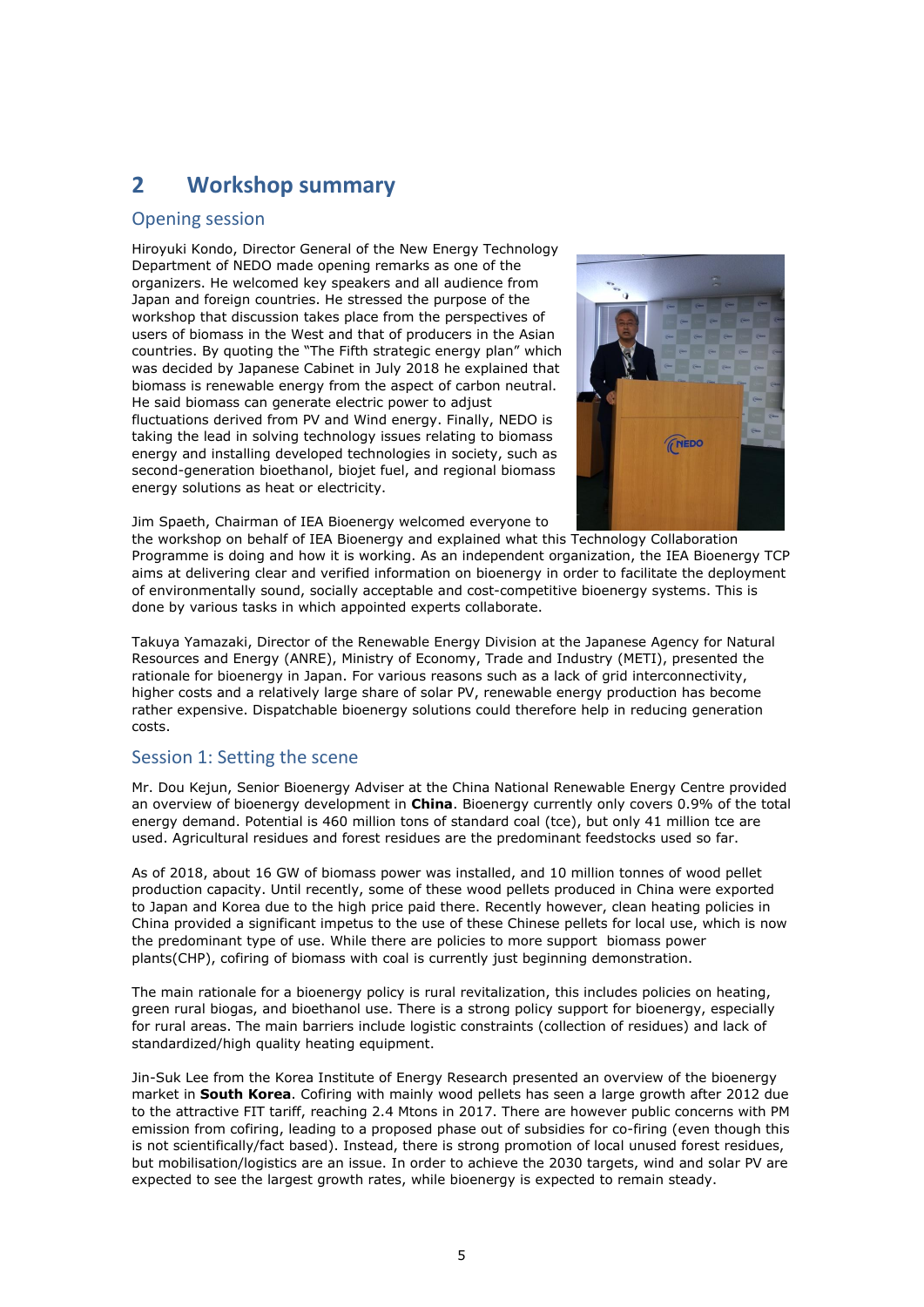# 2 Workshop summary

## Opening session

Hiroyuki Kondo, Director General of the New Energy Technology Department of NEDO made opening remarks as one of the organizers. He welcomed key speakers and all audience from Japan and foreign countries. He stressed the purpose of the workshop that discussion takes place from the perspectives of users of biomass in the West and that of producers in the Asian countries. By quoting the "The Fifth strategic energy plan" which was decided by Japanese Cabinet in July 2018 he explained that biomass is renewable energy from the aspect of carbon neutral. He said biomass can generate electric power to adjust fluctuations derived from PV and Wind energy. Finally, NEDO is taking the lead in solving technology issues relating to biomass energy and installing developed technologies in society, such as second-generation bioethanol, biojet fuel, and regional biomass energy solutions as heat or electricity.

Jim Spaeth, Chairman of IEA Bioenergy welcomed everyone to the workshop on behalf of IEA Bioenergy and explained what this Technology Collaboration Programme is doing and how it is working. As an independent organization, the IEA Bioenergy TCP aims at delivering clear and verified information on bioenergy in order to facilitate the deployment of environmentally sound, socially acceptable and cost-competitive bioenergy systems. This is done by various tasks in which appointed experts collaborate.

Takuya Yamazaki, Director of the Renewable Energy Division at the Japanese Agency for Natural Resources and Energy (ANRE), Ministry of Economy, Trade and Industry (METI), presented the rationale for bioenergy in Japan. For various reasons such as a lack of grid interconnectivity, higher costs and a relatively large share of solar PV, renewable energy production has become rather expensive. Dispatchable bioenergy solutions could therefore help in reducing generation costs.

## Session 1: Setting the scene

Mr. Dou Kejun, Senior Bioenergy Adviser at the China National Renewable Energy Centre provided an overview of bioenergy development in **China**. Bioenergy currently only covers 0.9% of the total energy demand. Potential is 460 million tons of standard coal (tce), but only 41 million tce are used. Agricultural residues and forest residues are the predominant feedstocks used so far.

As of 2018, about 16 GW of biomass power was installed, and 10 million tonnes of wood pellet production capacity. Until recently, some of these wood pellets produced in China were exported to Japan and Korea due to the high price paid there. Recently however, clean heating policies in China provided a significant impetus to the use of these Chinese pellets for local use, which is now the predominant type of use. While there are policies to more support biomass power plants(CHP), cofiring of biomass with coal is currently just beginning demonstration.

The main rationale for a bioenergy policy is rural revitalization, this includes policies on heating, green rural biogas, and bioethanol use. There is a strong policy support for bioenergy, especially for rural areas. The main barriers include logistic constraints (collection of residues) and lack of standardized/high quality heating equipment.

Jin-Suk Lee from the Korea Institute of Energy Research presented an overview of the bioenergy market in **South Korea**. Cofiring with mainly wood pellets has seen a large growth after 2012 due to the attractive FIT tariff, reaching 2.4 Mtons in 2017. There are however public concerns with PM emission from cofiring, leading to a proposed phase out of subsidies for co-firing (even though this is not scientifically/fact based). Instead, there is strong promotion of local unused forest residues, but mobilisation/logistics are an issue. In order to achieve the 2030 targets, wind and solar PV are expected to see the largest growth rates, while bioenergy is expected to remain steady.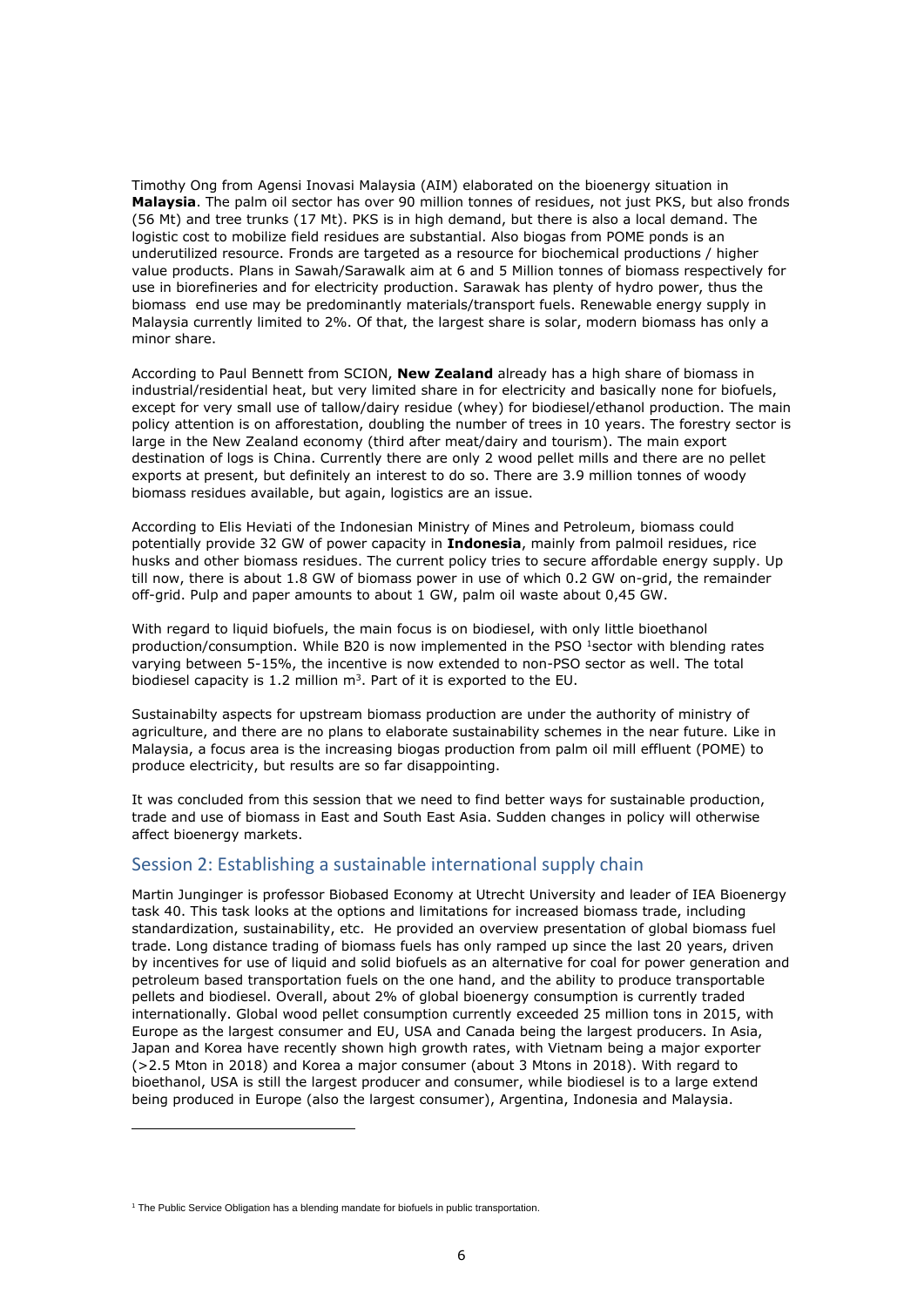Timothy Ong from Agensi Inovasi Malaysia (AIM) elaborated on the bioenergy situation in **Malaysia**. The palm oil sector has over 90 million tonnes of residues, not just PKS, but also fronds (56 Mt) and tree trunks (17 Mt). PKS is in high demand, but there is also a local demand. The logistic cost to mobilize field residues are substantial. Also biogas from POME ponds is an underutilized resource. Fronds are targeted as a resource for biochemical productions / higher value products. Plans in Sawah/Sarawalk aim at 6 and 5 Million tonnes of biomass respectively for use in biorefineries and for electricity production. Sarawak has plenty of hydro power, thus the biomass end use may be predominantly materials/transport fuels. Renewable energy supply in Malaysia currently limited to 2%. Of that, the largest share is solar, modern biomass has only a minor share.

According to Paul Bennett from SCION, **New Zealand** already has a high share of biomass in industrial/residential heat, but very limited share in for electricity and basically none for biofuels, except for very small use of tallow/dairy residue (whey) for biodiesel/ethanol production. The main policy attention is on afforestation, doubling the number of trees in 10 years. The forestry sector is large in the New Zealand economy (third after meat/dairy and tourism). The main export destination of logs is China. Currently there are only 2 wood pellet mills and there are no pellet exports at present, but definitely an interest to do so. There are 3.9 million tonnes of woody biomass residues available, but again, logistics are an issue.

According to Elis Heviati of the Indonesian Ministry of Mines and Petroleum, biomass could potentially provide 32 GW of power capacity in **Indonesia**, mainly from palmoil residues, rice husks and other biomass residues. The current policy tries to secure affordable energy supply. Up till now, there is about 1.8 GW of biomass power in use of which 0.2 GW on-grid, the remainder off-grid. Pulp and paper amounts to about 1 GW, palm oil waste about 0,45 GW.

With regard to liquid biofuels, the main focus is on biodiesel, with only little bioethanol production/consumption. While B20 is now implemented in the PSO [1]sector with blending rates varying between 5-15%, the incentive is now extended to non-PSO sector as well. The total biodiesel capacity is 1.2 million $m^3$. Part of it is exported to the EU.

Sustainabilty aspects for upstream biomass production are under the authority of ministry of agriculture, and there are no plans to elaborate sustainability schemes in the near future. Like in Malaysia, a focus area is the increasing biogas production from palm oil mill effluent (POME) to produce electricity, but results are so far disappointing.

It was concluded from this session that we need to find better ways for sustainable production, trade and use of biomass in East and South East Asia. Sudden changes in policy will otherwise affect bioenergy markets.

## Session 2: Establishing a sustainable international supply chain

Martin Junginger is professor Biobased Economy at Utrecht University and leader of IEA Bioenergy task 40. This task looks at the options and limitations for increased biomass trade, including standardization, sustainability, etc. He provided an overview presentation of global biomass fuel trade. Long distance trading of biomass fuels has only ramped up since the last 20 years, driven by incentives for use of liquid and solid biofuels as an alternative for coal for power generation and petroleum based transportation fuels on the one hand, and the ability to produce transportable pellets and biodiesel. Overall, about 2% of global bioenergy consumption is currently traded internationally. Global wood pellet consumption currently exceeded 25 million tons in 2015, with Europe as the largest consumer and EU, USA and Canada being the largest producers. In Asia, Japan and Korea have recently shown high growth rates, with Vietnam being a major exporter (>2.5 Mton in 2018) and Korea a major consumer (about 3 Mtons in 2018). With regard to bioethanol, USA is still the largest producer and consumer, while biodiesel is to a large extend being produced in Europe (also the largest consumer), Argentina, Indonesia and Malaysia.

[1] The Public Service Obligation has a blending mandate for biofuels in public transportation.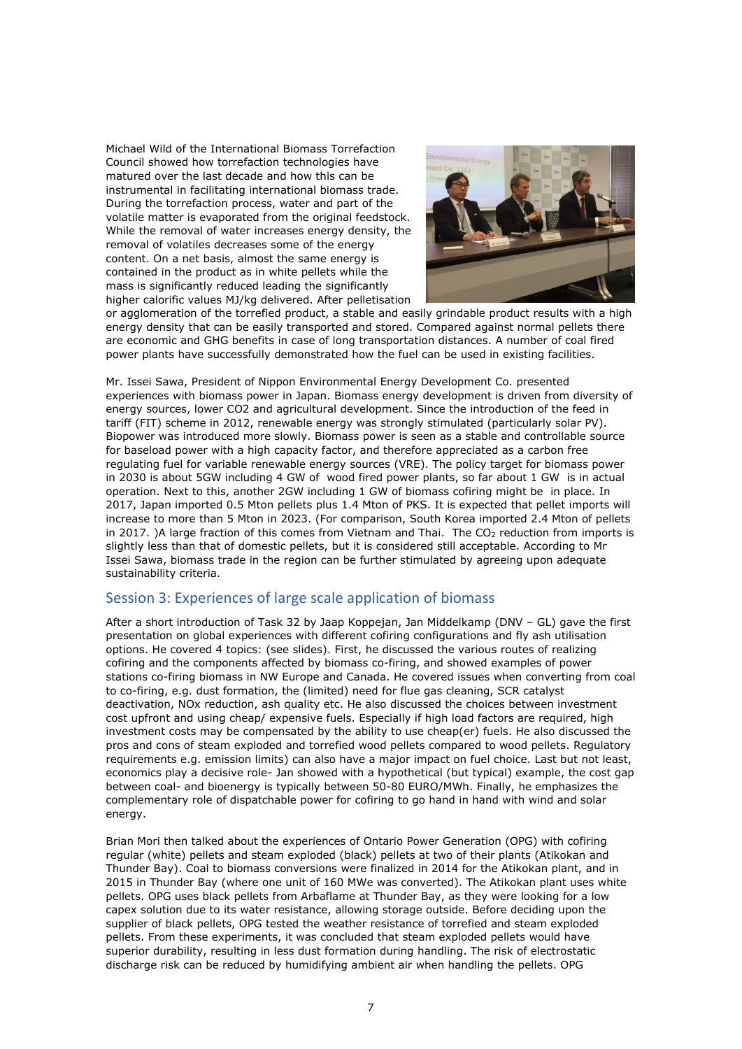Michael Wild of the International Biomass Torrefaction Council showed how torrefaction technologies have matured over the last decade and how this can be instrumental in facilitating international biomass trade. During the torrefaction process, water and part of the volatile matter is evaporated from the original feedstock. While the removal of water increases energy density, the removal of volatiles decreases some of the energy content. On a net basis, almost the same energy is contained in the product as in white pellets while the mass is significantly reduced leading the significantly higher calorific values MJ/kg delivered. After pelletisation or agglomeration of the torrefied product, a stable and easily grindable product results with a high energy density that can be easily transported and stored. Compared against normal pellets there are economic and GHG benefits in case of long transportation distances. A number of coal fired power plants have successfully demonstrated how the fuel can be used in existing facilities.

Mr. Issei Sawa, President of Nippon Environmental Energy Development Co. presented experiences with biomass power in Japan. Biomass energy development is driven from diversity of energy sources, lower CO2 and agricultural development. Since the introduction of the feed in tariff (FIT) scheme in 2012, renewable energy was strongly stimulated (particularly solar PV). Biopower was introduced more slowly. Biomass power is seen as a stable and controllable source for baseload power with a high capacity factor, and therefore appreciated as a carbon free regulating fuel for variable renewable energy sources (VRE). The policy target for biomass power in 2030 is about 5GW including 4 GW of wood fired power plants, so far about 1 GW is in actual operation. Next to this, another 2GW including 1 GW of biomass cofiring might be in place. In 2017, Japan imported 0.5 Mton pellets plus 1.4 Mton of PKS. It is expected that pellet imports will increase to more than 5 Mton in 2023. (For comparison, South Korea imported 2.4 Mton of pellets in 2017. )A large fraction of this comes from Vietnam and Thai. The $CO_2$ reduction from imports is slightly less than that of domestic pellets, but it is considered still acceptable. According to Mr Issei Sawa, biomass trade in the region can be further stimulated by agreeing upon adequate sustainability criteria.

## Session 3: Experiences of large scale application of biomass

After a short introduction of Task 32 by Jaap Koppejan, Jan Middelkamp (DNV – GL) gave the first presentation on global experiences with different cofiring configurations and fly ash utilisation options. He covered 4 topics: (see slides). First, he discussed the various routes of realizing cofiring and the components affected by biomass co-firing, and showed examples of power stations co-firing biomass in NW Europe and Canada. He covered issues when converting from coal to co-firing, e.g. dust formation, the (limited) need for flue gas cleaning, SCR catalyst deactivation, NOx reduction, ash quality etc. He also discussed the choices between investment cost upfront and using cheap/ expensive fuels. Especially if high load factors are required, high investment costs may be compensated by the ability to use cheap(er) fuels. He also discussed the pros and cons of steam exploded and torrefied wood pellets compared to wood pellets. Regulatory requirements e.g. emission limits) can also have a major impact on fuel choice. Last but not least, economics play a decisive role- Jan showed with a hypothetical (but typical) example, the cost gap between coal- and bioenergy is typically between 50-80 EURO/MWh. Finally, he emphasizes the complementary role of dispatchable power for cofiring to go hand in hand with wind and solar energy.

Brian Mori then talked about the experiences of Ontario Power Generation (OPG) with cofiring regular (white) pellets and steam exploded (black) pellets at two of their plants (Atikokan and Thunder Bay). Coal to biomass conversions were finalized in 2014 for the Atikokan plant, and in 2015 in Thunder Bay (where one unit of 160 MWe was converted). The Atikokan plant uses white pellets. OPG uses black pellets from Arbaflame at Thunder Bay, as they were looking for a low capex solution due to its water resistance, allowing storage outside. Before deciding upon the supplier of black pellets, OPG tested the weather resistance of torrefied and steam exploded pellets. From these experiments, it was concluded that steam exploded pellets would have superior durability, resulting in less dust formation during handling. The risk of electrostatic discharge risk can be reduced by humidifying ambient air when handling the pellets. OPG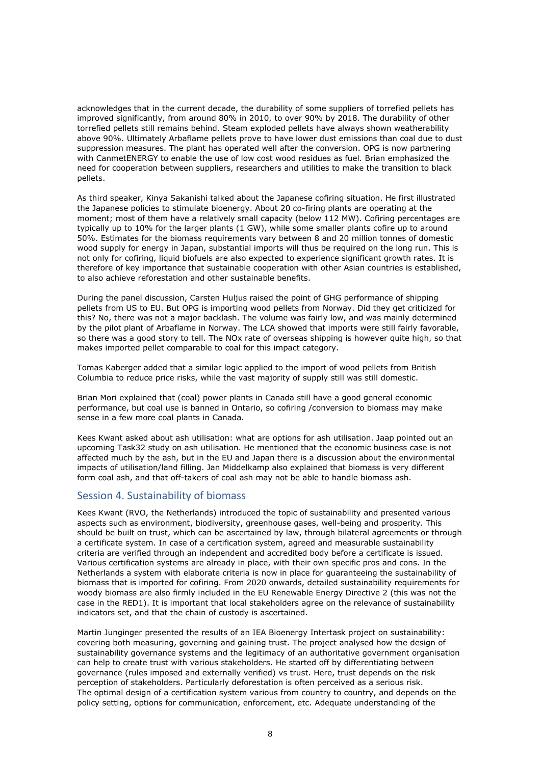acknowledges that in the current decade, the durability of some suppliers of torrefied pellets has improved significantly, from around 80% in 2010, to over 90% by 2018. The durability of other torrefied pellets still remains behind. Steam exploded pellets have always shown weatherability above 90%. Ultimately Arbaflame pellets prove to have lower dust emissions than coal due to dust suppression measures. The plant has operated well after the conversion. OPG is now partnering with CanmetENERGY to enable the use of low cost wood residues as fuel. Brian emphasized the need for cooperation between suppliers, researchers and utilities to make the transition to black pellets.

As third speaker, Kinya Sakanishi talked about the Japanese cofiring situation. He first illustrated the Japanese policies to stimulate bioenergy. About 20 co-firing plants are operating at the moment; most of them have a relatively small capacity (below 112 MW). Cofiring percentages are typically up to 10% for the larger plants (1 GW), while some smaller plants cofire up to around 50%. Estimates for the biomass requirements vary between 8 and 20 million tonnes of domestic wood supply for energy in Japan, substantial imports will thus be required on the long run. This is not only for cofiring, liquid biofuels are also expected to experience significant growth rates. It is therefore of key importance that sustainable cooperation with other Asian countries is established, to also achieve reforestation and other sustainable benefits.

During the panel discussion, Carsten Huljus raised the point of GHG performance of shipping pellets from US to EU. But OPG is importing wood pellets from Norway. Did they get criticized for this? No, there was not a major backlash. The volume was fairly low, and was mainly determined by the pilot plant of Arbaflame in Norway. The LCA showed that imports were still fairly favorable, so there was a good story to tell. The NOx rate of overseas shipping is however quite high, so that makes imported pellet comparable to coal for this impact category.

Tomas Kaberger added that a similar logic applied to the import of wood pellets from British Columbia to reduce price risks, while the vast majority of supply still was still domestic.

Brian Mori explained that (coal) power plants in Canada still have a good general economic performance, but coal use is banned in Ontario, so cofiring /conversion to biomass may make sense in a few more coal plants in Canada.

Kees Kwant asked about ash utilisation: what are options for ash utilisation. Jaap pointed out an upcoming Task32 study on ash utilisation. He mentioned that the economic business case is not affected much by the ash, but in the EU and Japan there is a discussion about the environmental impacts of utilisation/land filling. Jan Middelkamp also explained that biomass is very different form coal ash, and that off-takers of coal ash may not be able to handle biomass ash.

## Session 4. Sustainability of biomass

Kees Kwant (RVO, the Netherlands) introduced the topic of sustainability and presented various aspects such as environment, biodiversity, greenhouse gases, well-being and prosperity. This should be built on trust, which can be ascertained by law, through bilateral agreements or through a certificate system. In case of a certification system, agreed and measurable sustainability criteria are verified through an independent and accredited body before a certificate is issued. Various certification systems are already in place, with their own specific pros and cons. In the Netherlands a system with elaborate criteria is now in place for guaranteeing the sustainability of biomass that is imported for cofiring. From 2020 onwards, detailed sustainability requirements for woody biomass are also firmly included in the EU Renewable Energy Directive 2 (this was not the case in the RED1). It is important that local stakeholders agree on the relevance of sustainability indicators set, and that the chain of custody is ascertained.

Martin Junginger presented the results of an IEA Bioenergy Intertask project on sustainability: covering both measuring, governing and gaining trust. The project analysed how the design of sustainability governance systems and the legitimacy of an authoritative government organisation can help to create trust with various stakeholders. He started off by differentiating between governance (rules imposed and externally verified) vs trust. Here, trust depends on the risk perception of stakeholders. Particularly deforestation is often perceived as a serious risk. The optimal design of a certification system various from country to country, and depends on the policy setting, options for communication, enforcement, etc. Adequate understanding of the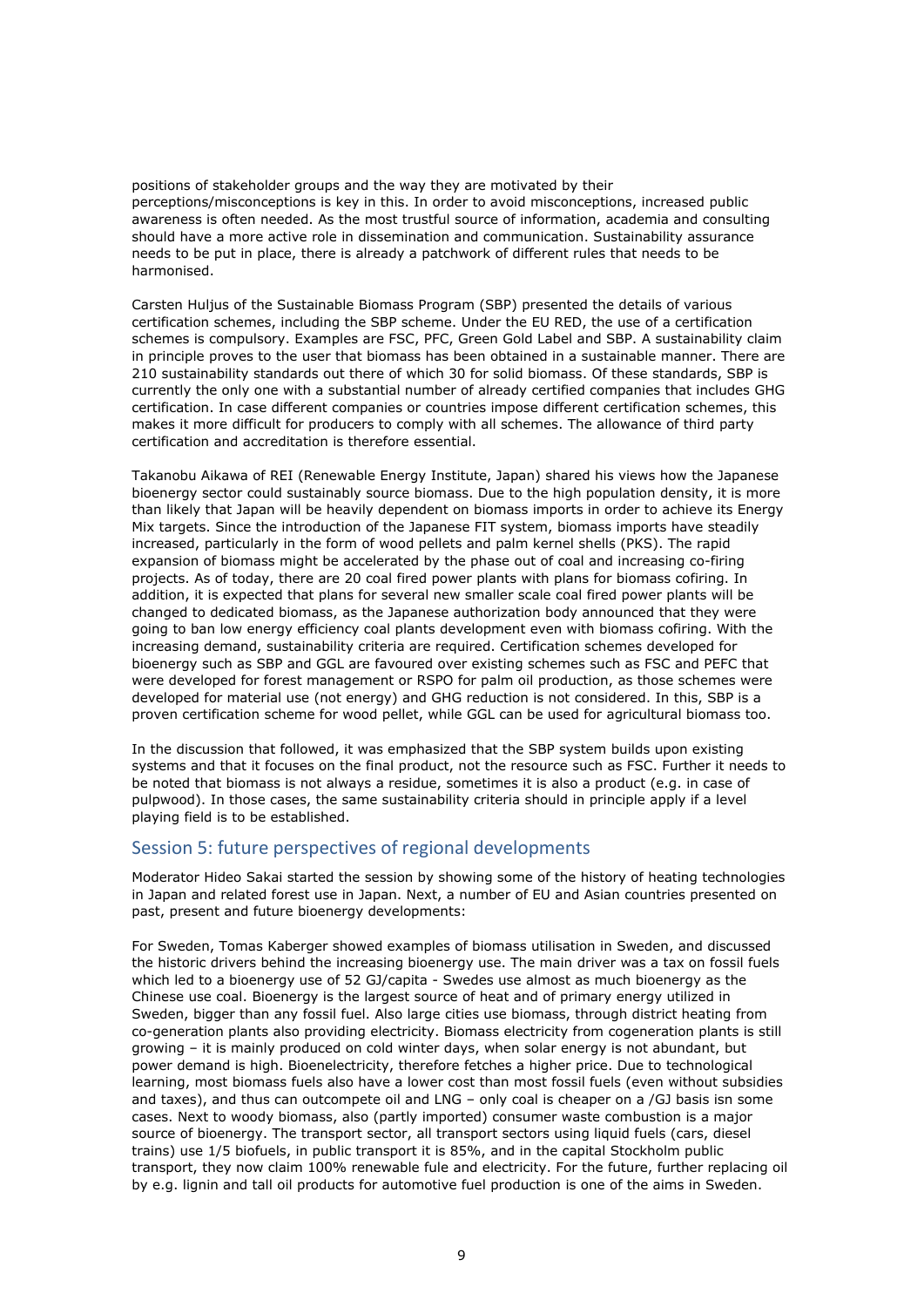positions of stakeholder groups and the way they are motivated by their perceptions/misconceptions is key in this. In order to avoid misconceptions, increased public awareness is often needed. As the most trustful source of information, academia and consulting should have a more active role in dissemination and communication. Sustainability assurance needs to be put in place, there is already a patchwork of different rules that needs to be harmonised.

Carsten Huljus of the Sustainable Biomass Program (SBP) presented the details of various certification schemes, including the SBP scheme. Under the EU RED, the use of a certification schemes is compulsory. Examples are FSC, PFC, Green Gold Label and SBP. A sustainability claim in principle proves to the user that biomass has been obtained in a sustainable manner. There are 210 sustainability standards out there of which 30 for solid biomass. Of these standards, SBP is currently the only one with a substantial number of already certified companies that includes GHG certification. In case different companies or countries impose different certification schemes, this makes it more difficult for producers to comply with all schemes. The allowance of third party certification and accreditation is therefore essential.

Takanobu Aikawa of REI (Renewable Energy Institute, Japan) shared his views how the Japanese bioenergy sector could sustainably source biomass. Due to the high population density, it is more than likely that Japan will be heavily dependent on biomass imports in order to achieve its Energy Mix targets. Since the introduction of the Japanese FIT system, biomass imports have steadily increased, particularly in the form of wood pellets and palm kernel shells (PKS). The rapid expansion of biomass might be accelerated by the phase out of coal and increasing co-firing projects. As of today, there are 20 coal fired power plants with plans for biomass cofiring. In addition, it is expected that plans for several new smaller scale coal fired power plants will be changed to dedicated biomass, as the Japanese authorization body announced that they were going to ban low energy efficiency coal plants development even with biomass cofiring. With the increasing demand, sustainability criteria are required. Certification schemes developed for bioenergy such as SBP and GGL are favoured over existing schemes such as FSC and PEFC that were developed for forest management or RSPO for palm oil production, as those schemes were developed for material use (not energy) and GHG reduction is not considered. In this, SBP is a proven certification scheme for wood pellet, while GGL can be used for agricultural biomass too.

In the discussion that followed, it was emphasized that the SBP system builds upon existing systems and that it focuses on the final product, not the resource such as FSC. Further it needs to be noted that biomass is not always a residue, sometimes it is also a product (e.g. in case of pulpwood). In those cases, the same sustainability criteria should in principle apply if a level playing field is to be established.

## Session 5: future perspectives of regional developments

Moderator Hideo Sakai started the session by showing some of the history of heating technologies in Japan and related forest use in Japan. Next, a number of EU and Asian countries presented on past, present and future bioenergy developments:

For Sweden, Tomas Kaberger showed examples of biomass utilisation in Sweden, and discussed the historic drivers behind the increasing bioenergy use. The main driver was a tax on fossil fuels which led to a bioenergy use of 52 GJ/capita - Swedes use almost as much bioenergy as the Chinese use coal. Bioenergy is the largest source of heat and of primary energy utilized in Sweden, bigger than any fossil fuel. Also large cities use biomass, through district heating from co-generation plants also providing electricity. Biomass electricity from cogeneration plants is still growing – it is mainly produced on cold winter days, when solar energy is not abundant, but power demand is high. Bioenelectricity, therefore fetches a higher price. Due to technological learning, most biomass fuels also have a lower cost than most fossil fuels (even without subsidies and taxes), and thus can outcompete oil and LNG – only coal is cheaper on a /GJ basis isn some cases. Next to woody biomass, also (partly imported) consumer waste combustion is a major source of bioenergy. The transport sector, all transport sectors using liquid fuels (cars, diesel trains) use 1/5 biofuels, in public transport it is 85%, and in the capital Stockholm public transport, they now claim 100% renewable fule and electricity. For the future, further replacing oil by e.g. lignin and tall oil products for automotive fuel production is one of the aims in Sweden.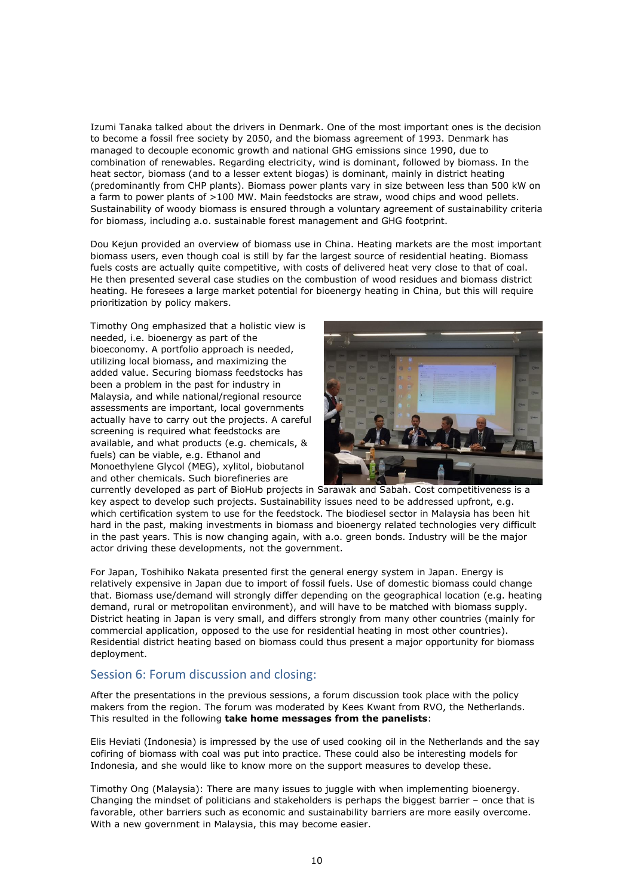Izumi Tanaka talked about the drivers in Denmark. One of the most important ones is the decision to become a fossil free society by 2050, and the biomass agreement of 1993. Denmark has managed to decouple economic growth and national GHG emissions since 1990, due to combination of renewables. Regarding electricity, wind is dominant, followed by biomass. In the heat sector, biomass (and to a lesser extent biogas) is dominant, mainly in district heating (predominantly from CHP plants). Biomass power plants vary in size between less than 500 kW on a farm to power plants of >100 MW. Main feedstocks are straw, wood chips and wood pellets. Sustainability of woody biomass is ensured through a voluntary agreement of sustainability criteria for biomass, including a.o. sustainable forest management and GHG footprint.

Dou Kejun provided an overview of biomass use in China. Heating markets are the most important biomass users, even though coal is still by far the largest source of residential heating. Biomass fuels costs are actually quite competitive, with costs of delivered heat very close to that of coal. He then presented several case studies on the combustion of wood residues and biomass district heating. He foresees a large market potential for bioenergy heating in China, but this will require prioritization by policy makers.

Timothy Ong emphasized that a holistic view is needed, i.e. bioenergy as part of the bioeconomy. A portfolio approach is needed, utilizing local biomass, and maximizing the added value. Securing biomass feedstocks has been a problem in the past for industry in Malaysia, and while national/regional resource assessments are important, local governments actually have to carry out the projects. A careful screening is required what feedstocks are available, and what products (e.g. chemicals, & fuels) can be viable, e.g. Ethanol and Monoethylene Glycol (MEG), xylitol, biobutanol and other chemicals. Such biorefineries are currently developed as part of BioHub projects in Sarawak and Sabah. Cost competitiveness is a key aspect to develop such projects. Sustainability issues need to be addressed upfront, e.g. which certification system to use for the feedstock. The biodiesel sector in Malaysia has been hit hard in the past, making investments in biomass and bioenergy related technologies very difficult in the past years. This is now changing again, with a.o. green bonds. Industry will be the major actor driving these developments, not the government.

For Japan, Toshihiko Nakata presented first the general energy system in Japan. Energy is relatively expensive in Japan due to import of fossil fuels. Use of domestic biomass could change that. Biomass use/demand will strongly differ depending on the geographical location (e.g. heating demand, rural or metropolitan environment), and will have to be matched with biomass supply. District heating in Japan is very small, and differs strongly from many other countries (mainly for commercial application, opposed to the use for residential heating in most other countries). Residential district heating based on biomass could thus present a major opportunity for biomass deployment.

## Session 6: Forum discussion and closing:

After the presentations in the previous sessions, a forum discussion took place with the policy makers from the region. The forum was moderated by Kees Kwant from RVO, the Netherlands. This resulted in the following **take home messages from the panelists**:

Elis Heviati (Indonesia) is impressed by the use of used cooking oil in the Netherlands and the say cofiring of biomass with coal was put into practice. These could also be interesting models for Indonesia, and she would like to know more on the support measures to develop these.

Timothy Ong (Malaysia): There are many issues to juggle with when implementing bioenergy. Changing the mindset of politicians and stakeholders is perhaps the biggest barrier – once that is favorable, other barriers such as economic and sustainability barriers are more easily overcome. With a new government in Malaysia, this may become easier.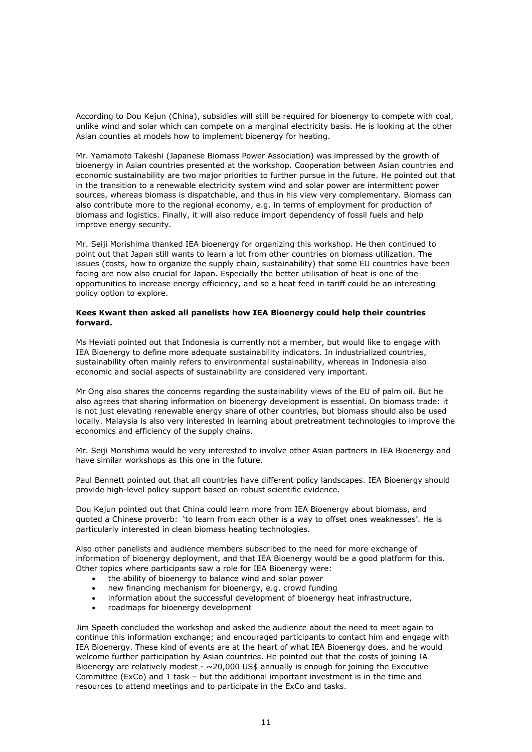According to Dou Kejun (China), subsidies will still be required for bioenergy to compete with coal, unlike wind and solar which can compete on a marginal electricity basis. He is looking at the other Asian counties at models how to implement bioenergy for heating.

Mr. Yamamoto Takeshi (Japanese Biomass Power Association) was impressed by the growth of bioenergy in Asian countries presented at the workshop. Cooperation between Asian countries and economic sustainability are two major priorities to further pursue in the future. He pointed out that in the transition to a renewable electricity system wind and solar power are intermittent power sources, whereas biomass is dispatchable, and thus in his view very complementary. Biomass can also contribute more to the regional economy, e.g. in terms of employment for production of biomass and logistics. Finally, it will also reduce import dependency of fossil fuels and help improve energy security.

Mr. Seiji Morishima thanked IEA bioenergy for organizing this workshop. He then continued to point out that Japan still wants to learn a lot from other countries on biomass utilization. The issues (costs, how to organize the supply chain, sustainability) that some EU countries have been facing are now also crucial for Japan. Especially the better utilisation of heat is one of the opportunities to increase energy efficiency, and so a heat feed in tariff could be an interesting policy option to explore.

**Kees Kwant then asked all panelists how IEA Bioenergy could help their countries forward.**

Ms Heviati pointed out that Indonesia is currently not a member, but would like to engage with IEA Bioenergy to define more adequate sustainability indicators. In industrialized countries, sustainability often mainly refers to environmental sustainability, whereas in Indonesia also economic and social aspects of sustainability are considered very important.

Mr Ong also shares the concerns regarding the sustainability views of the EU of palm oil. But he also agrees that sharing information on bioenergy development is essential. On biomass trade: it is not just elevating renewable energy share of other countries, but biomass should also be used locally. Malaysia is also very interested in learning about pretreatment technologies to improve the economics and efficiency of the supply chains.

Mr. Seiji Morishima would be very interested to involve other Asian partners in IEA Bioenergy and have similar workshops as this one in the future.

Paul Bennett pointed out that all countries have different policy landscapes. IEA Bioenergy should provide high-level policy support based on robust scientific evidence.

Dou Kejun pointed out that China could learn more from IEA Bioenergy about biomass, and quoted a Chinese proverb: 'to learn from each other is a way to offset ones weaknesses'. He is particularly interested in clean biomass heating technologies.

Also other panelists and audience members subscribed to the need for more exchange of information of bioenergy deployment, and that IEA Bioenergy would be a good platform for this. Other topics where participants saw a role for IEA Bioenergy were:

- the ability of bioenergy to balance wind and solar power
- new financing mechanism for bioenergy, e.g. crowd funding
- information about the successful development of bioenergy heat infrastructure,
- roadmaps for bioenergy development

Jim Spaeth concluded the workshop and asked the audience about the need to meet again to continue this information exchange; and encouraged participants to contact him and engage with IEA Bioenergy. These kind of events are at the heart of what IEA Bioenergy does, and he would welcome further participation by Asian countries. He pointed out that the costs of joining IA Bioenergy are relatively modest - ~20,000 US$ annually is enough for joining the Executive Committee (ExCo) and 1 task – but the additional important investment is in the time and resources to attend meetings and to participate in the ExCo and tasks.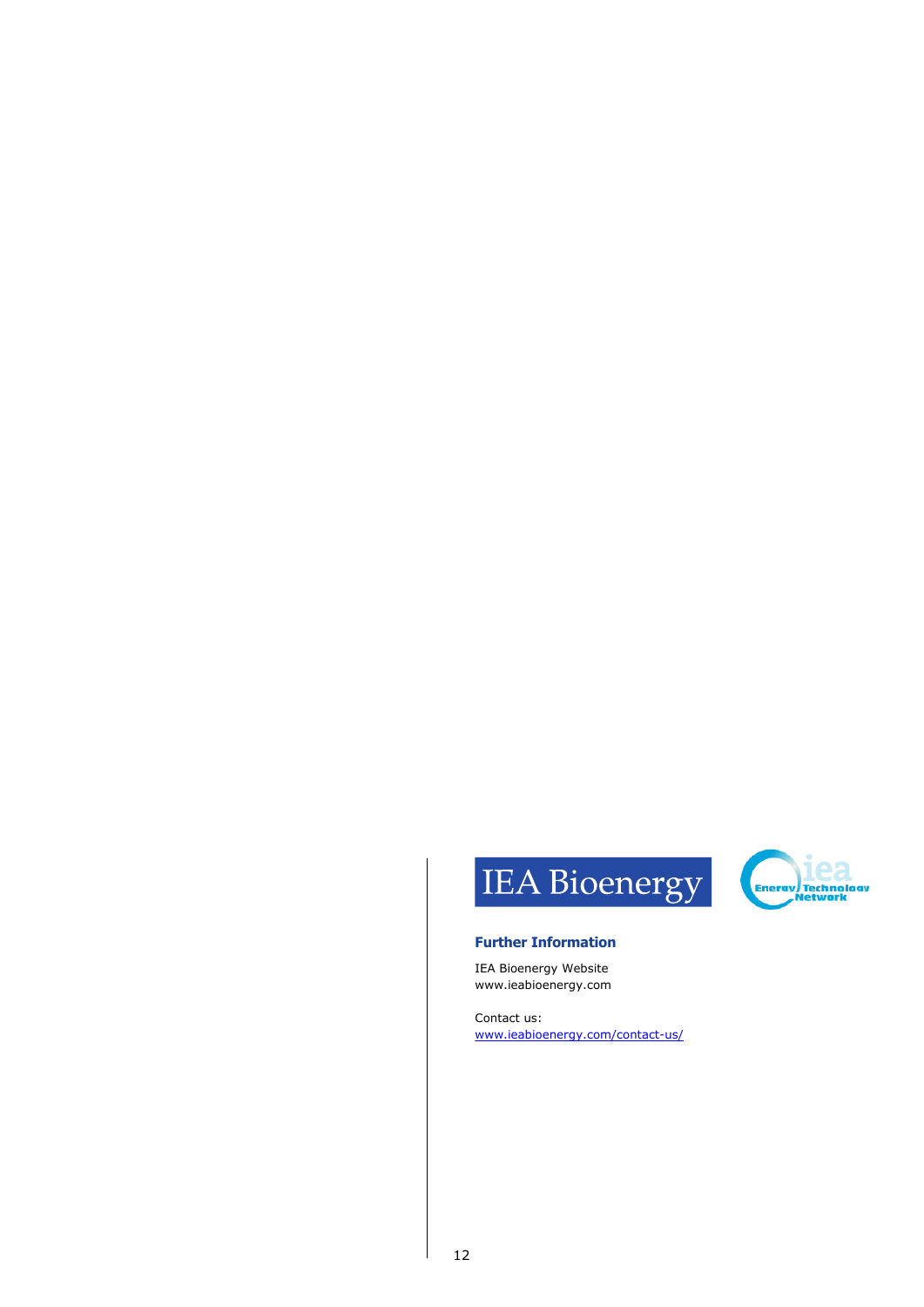IEA Bioenergy

Energy Technology Network

## Further Information

IEA Bioenergy Website
www.ieabioenergy.com

Contact us:
[www.ieabioenergy.com/contact-us/](http://www.ieabioenergy.com/contact-us/)